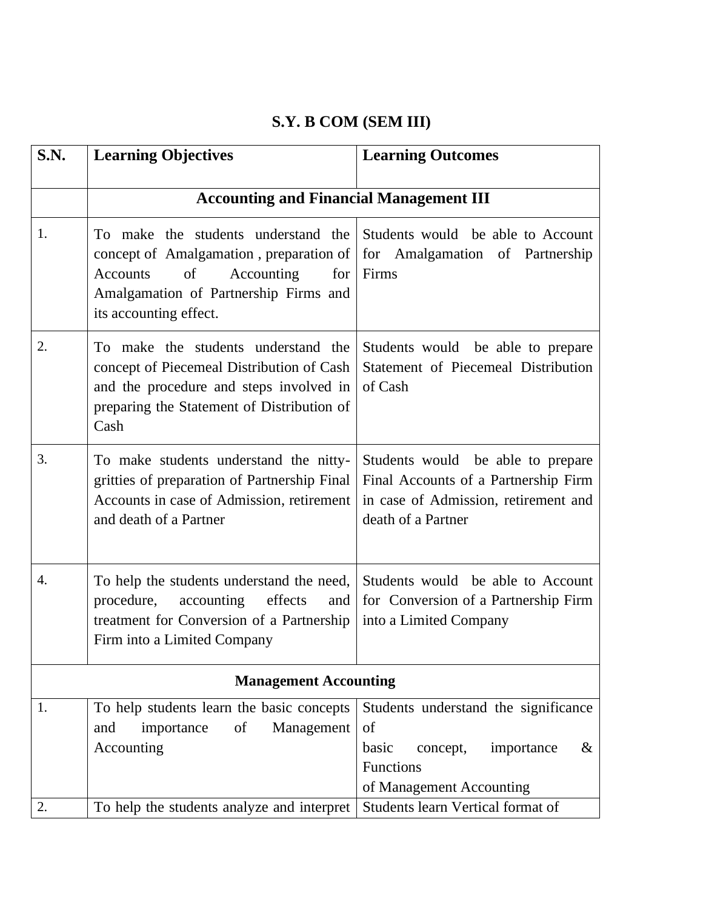# S.Y. B COM (SEM III)

| S.N. | Learning Objectives | Learning Outcomes |
|---|---|---|
| | **Accounting and Financial Management III** | |
| 1. | To make the students understand the concept of Amalgamation , preparation of Accounts of Accounting for Amalgamation of Partnership Firms and its accounting effect. | Students would be able to Account for Amalgamation of Partnership Firms |
| 2. | To make the students understand the concept of Piecemeal Distribution of Cash and the procedure and steps involved in preparing the Statement of Distribution of Cash | Students would be able to prepare Statement of Piecemeal Distribution of Cash |
| 3. | To make students understand the nitty-gritties of preparation of Partnership Final Accounts in case of Admission, retirement and death of a Partner | Students would be able to prepare Final Accounts of a Partnership Firm in case of Admission, retirement and death of a Partner |
| 4. | To help the students understand the need, procedure, accounting effects and treatment for Conversion of a Partnership Firm into a Limited Company | Students would be able to Account for Conversion of a Partnership Firm into a Limited Company |
| | **Management Accounting** | |
| 1. | To help students learn the basic concepts and importance of Management Accounting | Students understand the significance of basic concept, importance & Functions of Management Accounting |
| 2. | To help the students analyze and interpret | Students learn Vertical format of |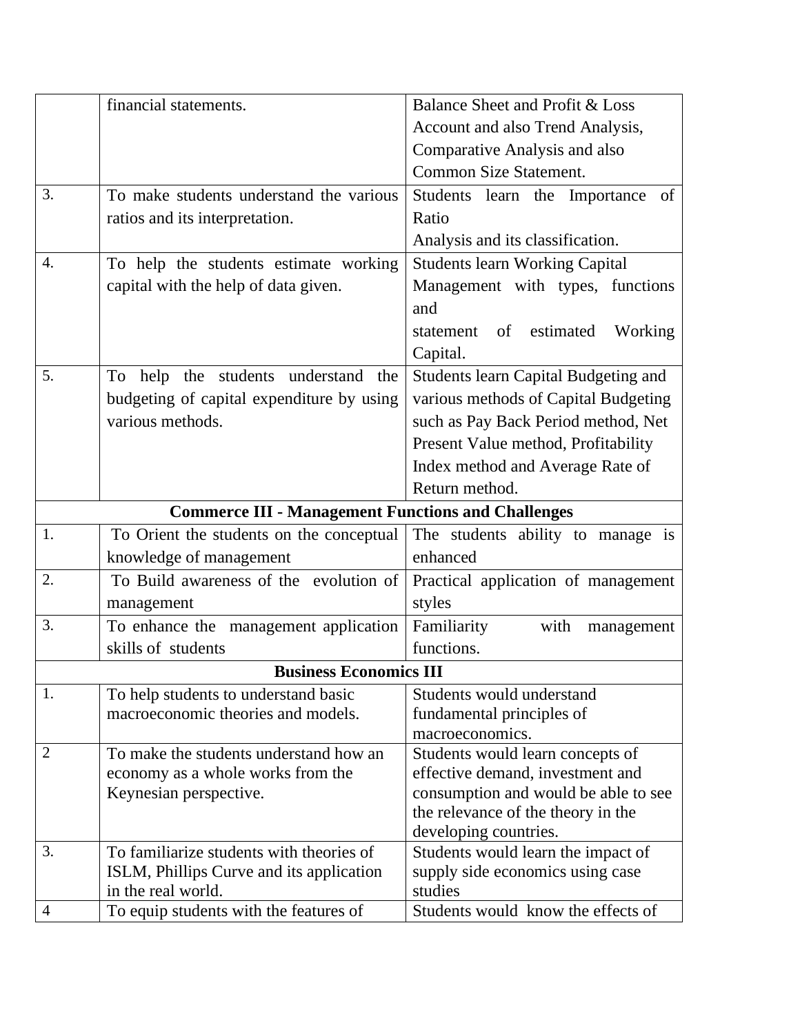| | | |
|---|---|---|
| | financial statements. | Balance Sheet and Profit & Loss Account and also Trend Analysis, Comparative Analysis and also Common Size Statement. |
| 3. | To make students understand the various ratios and its interpretation. | Students learn the Importance of Ratio Analysis and its classification. |
| 4. | To help the students estimate working capital with the help of data given. | Students learn Working Capital Management with types, functions and statement of estimated Working Capital. |
| 5. | To help the students understand the budgeting of capital expenditure by using various methods. | Students learn Capital Budgeting and various methods of Capital Budgeting such as Pay Back Period method, Net Present Value method, Profitability Index method and Average Rate of Return method. |
| **Commerce III - Management Functions and Challenges** | | |
| 1. | To Orient the students on the conceptual knowledge of management | The students ability to manage is enhanced |
| 2. | To Build awareness of the evolution of management | Practical application of management styles |
| 3. | To enhance the management application skills of students | Familiarity with management functions. |
| **Business Economics III** | | |
| 1. | To help students to understand basic macroeconomic theories and models. | Students would understand fundamental principles of macroeconomics. |
| 2 | To make the students understand how an economy as a whole works from the Keynesian perspective. | Students would learn concepts of effective demand, investment and consumption and would be able to see the relevance of the theory in the developing countries. |
| 3. | To familiarize students with theories of ISLM, Phillips Curve and its application in the real world. | Students would learn the impact of supply side economics using case studies |
| 4 | To equip students with the features of | Students would know the effects of |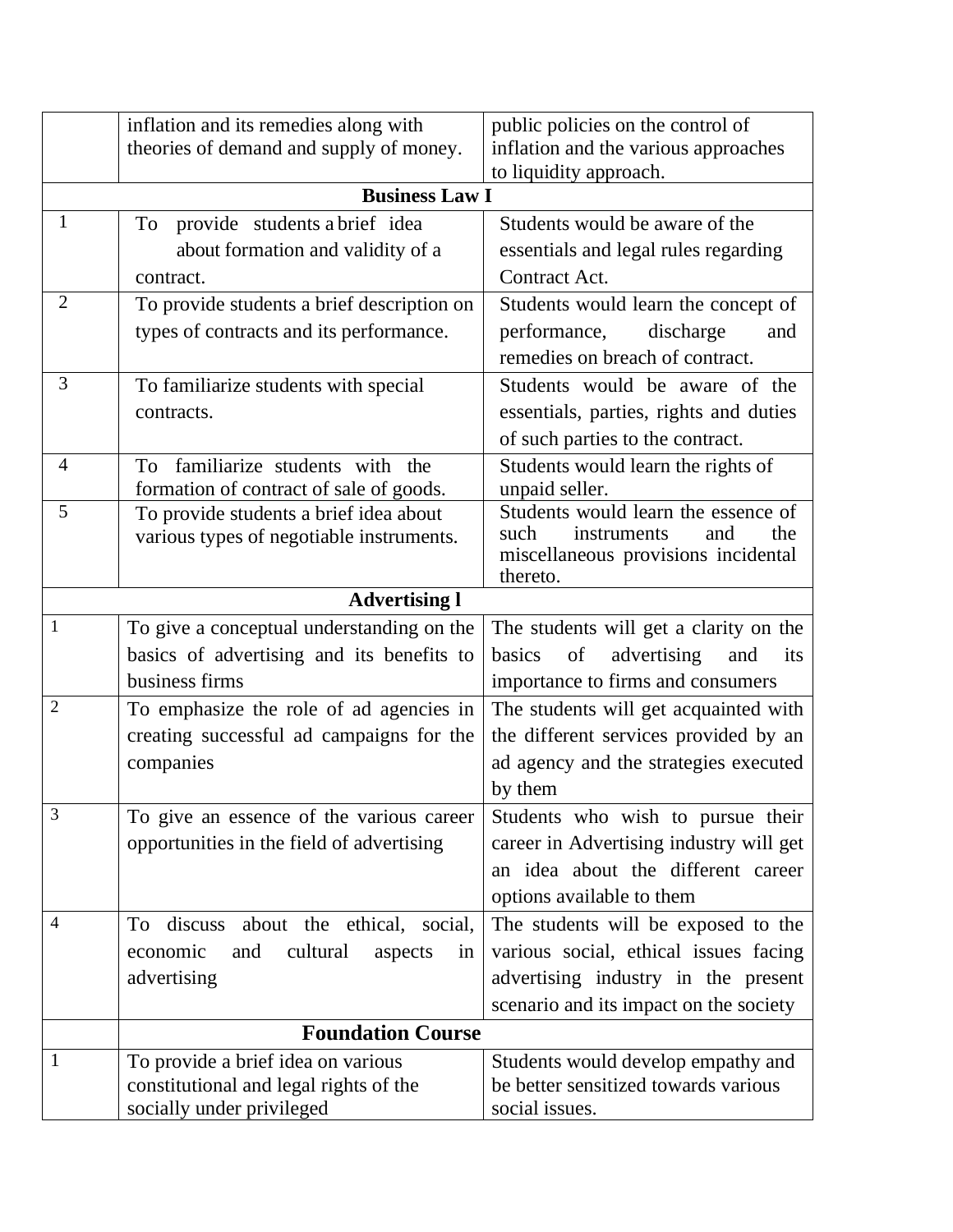| | | |
|---|---|---|
| | inflation and its remedies along with theories of demand and supply of money. | public policies on the control of inflation and the various approaches to liquidity approach. |
| | **Business Law I** | |
| 1 | To provide students a brief idea about formation and validity of a contract. | Students would be aware of the essentials and legal rules regarding Contract Act. |
| 2 | To provide students a brief description on types of contracts and its performance. | Students would learn the concept of performance, discharge and remedies on breach of contract. |
| 3 | To familiarize students with special contracts. | Students would be aware of the essentials, parties, rights and duties of such parties to the contract. |
| 4 | To familiarize students with the formation of contract of sale of goods. | Students would learn the rights of unpaid seller. |
| 5 | To provide students a brief idea about various types of negotiable instruments. | Students would learn the essence of such instruments and the miscellaneous provisions incidental thereto. |
| | **Advertising l** | |
| 1 | To give a conceptual understanding on the basics of advertising and its benefits to business firms | The students will get a clarity on the basics of advertising and its importance to firms and consumers |
| 2 | To emphasize the role of ad agencies in creating successful ad campaigns for the companies | The students will get acquainted with the different services provided by an ad agency and the strategies executed by them |
| 3 | To give an essence of the various career opportunities in the field of advertising | Students who wish to pursue their career in Advertising industry will get an idea about the different career options available to them |
| 4 | To discuss about the ethical, social, economic and cultural aspects in advertising | The students will be exposed to the various social, ethical issues facing advertising industry in the present scenario and its impact on the society |
| | **Foundation Course** | |
| 1 | To provide a brief idea on various constitutional and legal rights of the socially under privileged | Students would develop empathy and be better sensitized towards various social issues. |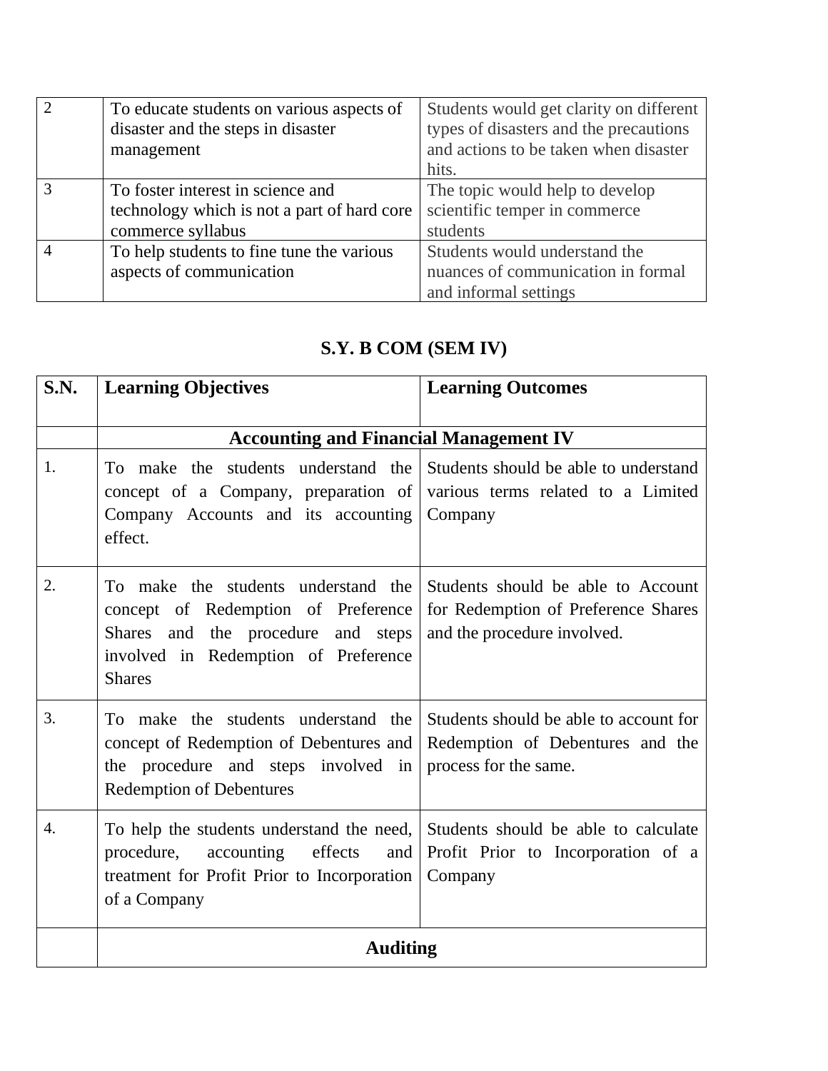| 2 | To educate students on various aspects of disaster and the steps in disaster management | Students would get clarity on different types of disasters and the precautions and actions to be taken when disaster hits. |
|---|---|---|
| 3 | To foster interest in science and technology which is not a part of hard core commerce syllabus | The topic would help to develop scientific temper in commerce students |
| 4 | To help students to fine tune the various aspects of communication | Students would understand the nuances of communication in formal and informal settings |

## S.Y. B COM (SEM IV)

| S.N. | Learning Objectives | Learning Outcomes |
|---|---|---|
| | **Accounting and Financial Management IV** | |
| 1. | To make the students understand the concept of a Company, preparation of Company Accounts and its accounting effect. | Students should be able to understand various terms related to a Limited Company |
| 2. | To make the students understand the concept of Redemption of Preference Shares and the procedure and steps involved in Redemption of Preference Shares | Students should be able to Account for Redemption of Preference Shares and the procedure involved. |
| 3. | To make the students understand the concept of Redemption of Debentures and the procedure and steps involved in Redemption of Debentures | Students should be able to account for Redemption of Debentures and the process for the same. |
| 4. | To help the students understand the need, procedure, accounting effects and treatment for Profit Prior to Incorporation of a Company | Students should be able to calculate Profit Prior to Incorporation of a Company |
| | **Auditing** | |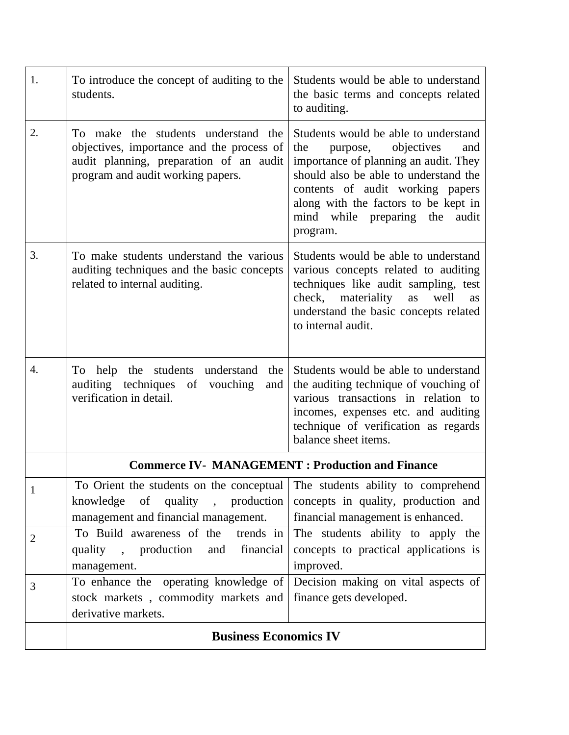| | | |
|---|---|---|
| 1. | To introduce the concept of auditing to the students. | Students would be able to understand the basic terms and concepts related to auditing. |
| 2. | To make the students understand the objectives, importance and the process of audit planning, preparation of an audit program and audit working papers. | Students would be able to understand the purpose, objectives and importance of planning an audit. They should also be able to understand the contents of audit working papers along with the factors to be kept in mind while preparing the audit program. |
| 3. | To make students understand the various auditing techniques and the basic concepts related to internal auditing. | Students would be able to understand various concepts related to auditing techniques like audit sampling, test check, materiality as well as understand the basic concepts related to internal audit. |
| 4. | To help the students understand the auditing techniques of vouching and verification in detail. | Students would be able to understand the auditing technique of vouching of various transactions in relation to incomes, expenses etc. and auditing technique of verification as regards balance sheet items. |
| | **Commerce IV- MANAGEMENT : Production and Finance** | |
| 1 | To Orient the students on the conceptual knowledge of quality , production management and financial management. | The students ability to comprehend concepts in quality, production and financial management is enhanced. |
| 2 | To Build awareness of the trends in quality , production and financial management. | The students ability to apply the concepts to practical applications is improved. |
| 3 | To enhance the operating knowledge of stock markets , commodity markets and derivative markets. | Decision making on vital aspects of finance gets developed. |
| | **Business Economics IV** | |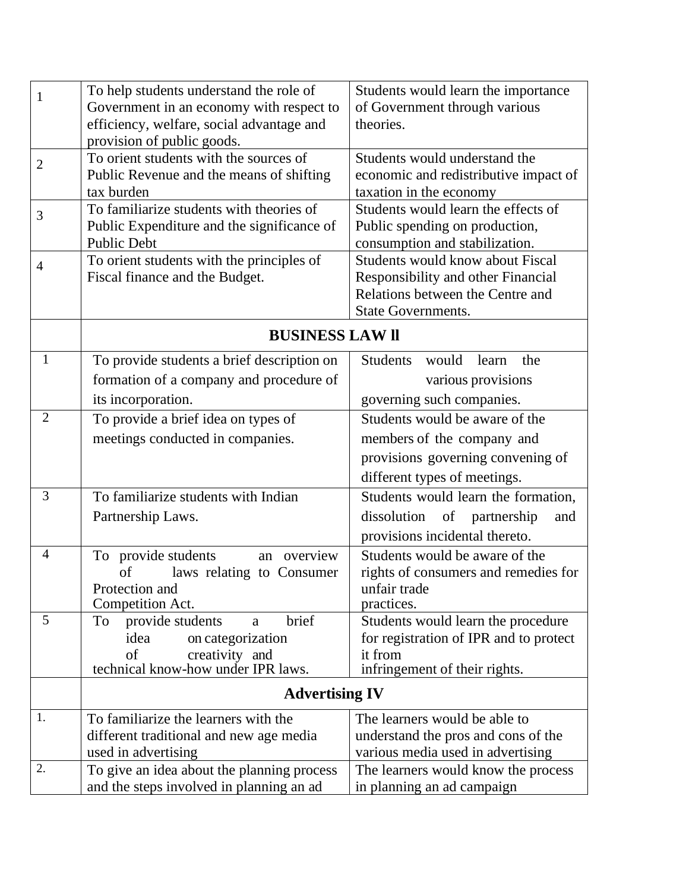| | | |
|---|---|---|
| 1 | To help students understand the role of Government in an economy with respect to efficiency, welfare, social advantage and provision of public goods. | Students would learn the importance of Government through various theories. |
| 2 | To orient students with the sources of Public Revenue and the means of shifting tax burden | Students would understand the economic and redistributive impact of taxation in the economy |
| 3 | To familiarize students with theories of Public Expenditure and the significance of Public Debt | Students would learn the effects of Public spending on production, consumption and stabilization. |
| 4 | To orient students with the principles of Fiscal finance and the Budget. | Students would know about Fiscal Responsibility and other Financial Relations between the Centre and State Governments. |
| | **BUSINESS LAW ll** | |
| 1 | To provide students a brief description on formation of a company and procedure of its incorporation. | Students would learn the various provisions governing such companies. |
| 2 | To provide a brief idea on types of meetings conducted in companies. | Students would be aware of the members of the company and provisions governing convening of different types of meetings. |
| 3 | To familiarize students with Indian Partnership Laws. | Students would learn the formation, dissolution of partnership and provisions incidental thereto. |
| 4 | To provide students an overview of laws relating to Consumer Protection and Competition Act. | Students would be aware of the rights of consumers and remedies for unfair trade practices. |
| 5 | To provide students a brief idea on categorization of creativity and technical know-how under IPR laws. | Students would learn the procedure for registration of IPR and to protect it from infringement of their rights. |
| | **Advertising IV** | |
| 1. | To familiarize the learners with the different traditional and new age media used in advertising | The learners would be able to understand the pros and cons of the various media used in advertising |
| 2. | To give an idea about the planning process and the steps involved in planning an ad | The learners would know the process in planning an ad campaign |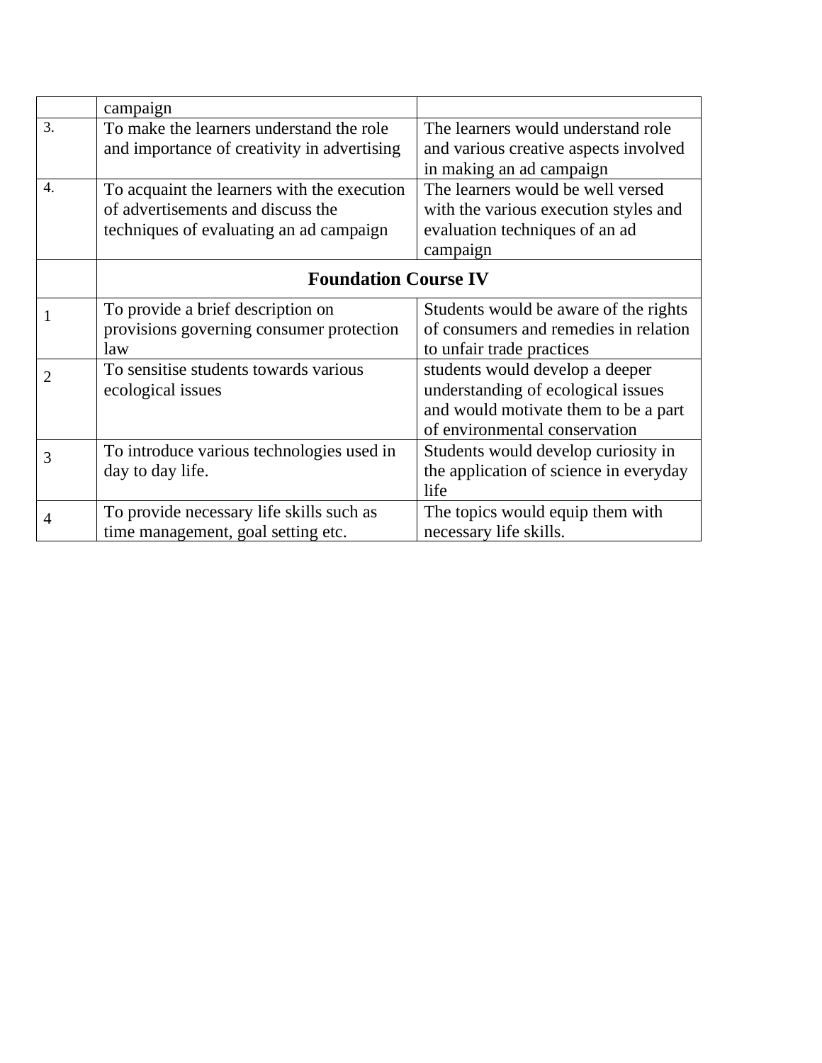| | | |
|---|---|---|
| | campaign | |
| 3. | To make the learners understand the role and importance of creativity in advertising | The learners would understand role and various creative aspects involved in making an ad campaign |
| 4. | To acquaint the learners with the execution of advertisements and discuss the techniques of evaluating an ad campaign | The learners would be well versed with the various execution styles and evaluation techniques of an ad campaign |
| | **Foundation Course IV** | |
| 1 | To provide a brief description on provisions governing consumer protection law | Students would be aware of the rights of consumers and remedies in relation to unfair trade practices |
| 2 | To sensitise students towards various ecological issues | students would develop a deeper understanding of ecological issues and would motivate them to be a part of environmental conservation |
| 3 | To introduce various technologies used in day to day life. | Students would develop curiosity in the application of science in everyday life |
| 4 | To provide necessary life skills such as time management, goal setting etc. | The topics would equip them with necessary life skills. |